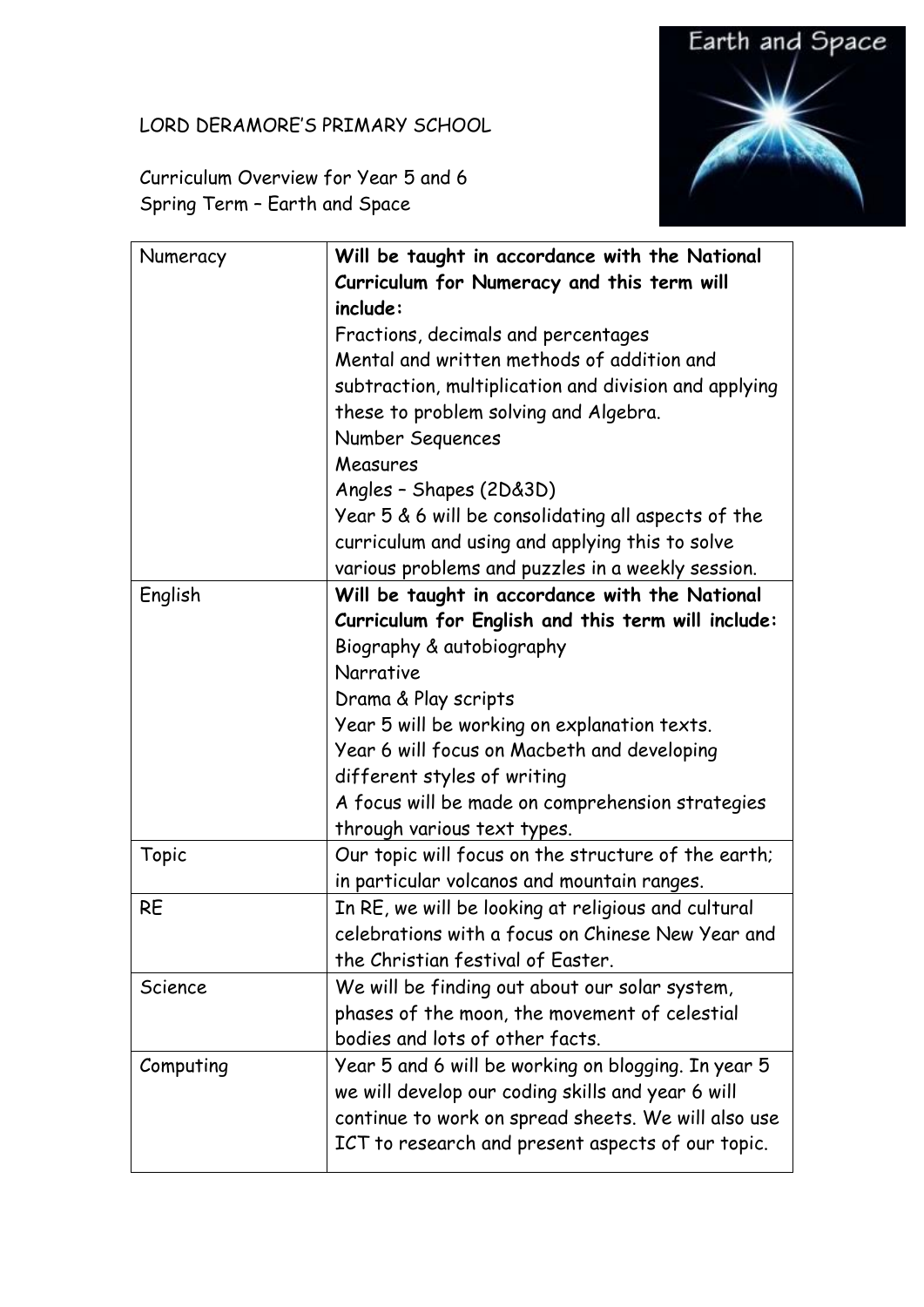LORD DERAMORE'S PRIMARY SCHOOL

Curriculum Overview for Year 5 and 6
Spring Term – Earth and Space

| | |
|---|---|
| Numeracy | **Will be taught in accordance with the National Curriculum for Numeracy and this term will include:**<br>Fractions, decimals and percentages<br>Mental and written methods of addition and subtraction, multiplication and division and applying these to problem solving and Algebra.<br>Number Sequences<br>Measures<br>Angles – Shapes (2D&3D)<br>Year 5 & 6 will be consolidating all aspects of the curriculum and using and applying this to solve various problems and puzzles in a weekly session. |
| English | **Will be taught in accordance with the National Curriculum for English and this term will include:**<br>Biography & autobiography<br>Narrative<br>Drama & Play scripts<br>Year 5 will be working on explanation texts.<br>Year 6 will focus on Macbeth and developing different styles of writing<br>A focus will be made on comprehension strategies through various text types. |
| Topic | Our topic will focus on the structure of the earth; in particular volcanos and mountain ranges. |
| RE | In RE, we will be looking at religious and cultural celebrations with a focus on Chinese New Year and the Christian festival of Easter. |
| Science | We will be finding out about our solar system, phases of the moon, the movement of celestial bodies and lots of other facts. |
| Computing | Year 5 and 6 will be working on blogging. In year 5 we will develop our coding skills and year 6 will continue to work on spread sheets. We will also use ICT to research and present aspects of our topic. |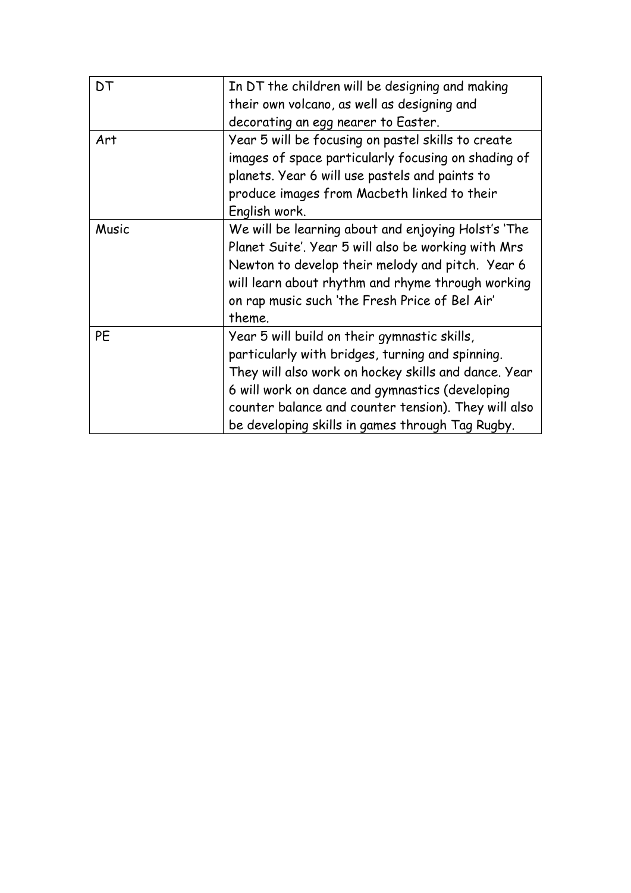| | |
|---|---|
| DT | In DT the children will be designing and making their own volcano, as well as designing and decorating an egg nearer to Easter. |
| Art | Year 5 will be focusing on pastel skills to create images of space particularly focusing on shading of planets. Year 6 will use pastels and paints to produce images from Macbeth linked to their English work. |
| Music | We will be learning about and enjoying Holst's 'The Planet Suite'. Year 5 will also be working with Mrs Newton to develop their melody and pitch. Year 6 will learn about rhythm and rhyme through working on rap music such 'the Fresh Price of Bel Air' theme. |
| PE | Year 5 will build on their gymnastic skills, particularly with bridges, turning and spinning. They will also work on hockey skills and dance. Year 6 will work on dance and gymnastics (developing counter balance and counter tension). They will also be developing skills in games through Tag Rugby. |